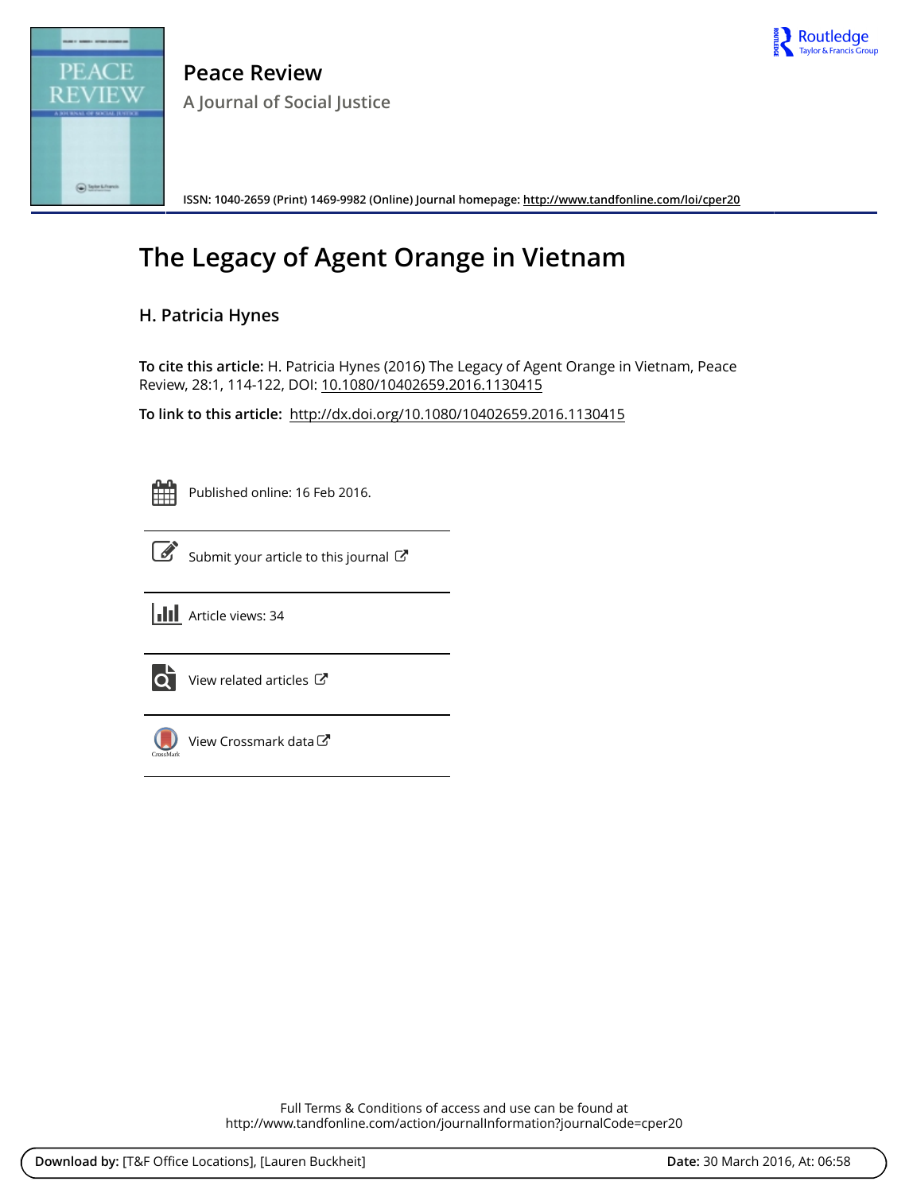# Peace Review

A Journal of Social Justice

ISSN: 1040-2659 (Print) 1469-9982 (Online) Journal homepage: http://www.tandfonline.com/loi/cper20

# The Legacy of Agent Orange in Vietnam

## H. Patricia Hynes

**To cite this article:** H. Patricia Hynes (2016) The Legacy of Agent Orange in Vietnam, Peace Review, 28:1, 114-122, DOI: 10.1080/10402659.2016.1130415

**To link to this article:** http://dx.doi.org/10.1080/10402659.2016.1130415

Published online: 16 Feb 2016.

Submit your article to this journal

Article views: 34

View related articles

View Crossmark data

Full Terms & Conditions of access and use can be found at
http://www.tandfonline.com/action/journalInformation?journalCode=cper20

**Download by:** [T&F Office Locations], [Lauren Buckheit] **Date:** 30 March 2016, At: 06:58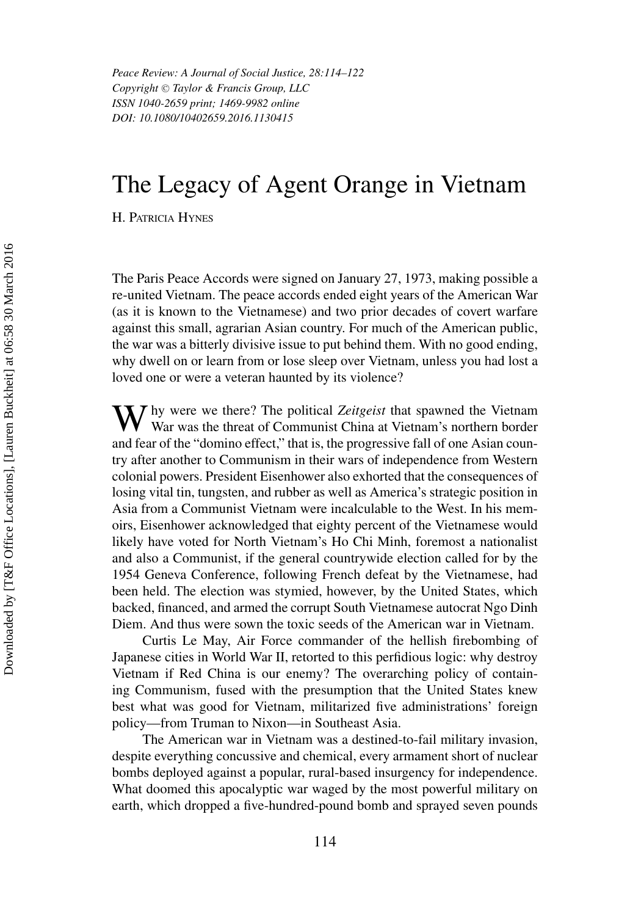Peace Review: A Journal of Social Justice, 28:114–122
Copyright © Taylor & Francis Group, LLC
ISSN 1040-2659 print; 1469-9982 online
DOI: 10.1080/10402659.2016.1130415

# The Legacy of Agent Orange in Vietnam

H. PATRICIA HYNES

The Paris Peace Accords were signed on January 27, 1973, making possible a re-united Vietnam. The peace accords ended eight years of the American War (as it is known to the Vietnamese) and two prior decades of covert warfare against this small, agrarian Asian country. For much of the American public, the war was a bitterly divisive issue to put behind them. With no good ending, why dwell on or learn from or lose sleep over Vietnam, unless you had lost a loved one or were a veteran haunted by its violence?

Why were we there? The political *Zeitgeist* that spawned the Vietnam War was the threat of Communist China at Vietnam's northern border and fear of the "domino effect," that is, the progressive fall of one Asian country after another to Communism in their wars of independence from Western colonial powers. President Eisenhower also exhorted that the consequences of losing vital tin, tungsten, and rubber as well as America's strategic position in Asia from a Communist Vietnam were incalculable to the West. In his memoirs, Eisenhower acknowledged that eighty percent of the Vietnamese would likely have voted for North Vietnam's Ho Chi Minh, foremost a nationalist and also a Communist, if the general countrywide election called for by the 1954 Geneva Conference, following French defeat by the Vietnamese, had been held. The election was stymied, however, by the United States, which backed, financed, and armed the corrupt South Vietnamese autocrat Ngo Dinh Diem. And thus were sown the toxic seeds of the American war in Vietnam.

Curtis Le May, Air Force commander of the hellish firebombing of Japanese cities in World War II, retorted to this perfidious logic: why destroy Vietnam if Red China is our enemy? The overarching policy of containing Communism, fused with the presumption that the United States knew best what was good for Vietnam, militarized five administrations' foreign policy—from Truman to Nixon—in Southeast Asia.

The American war in Vietnam was a destined-to-fail military invasion, despite everything concussive and chemical, every armament short of nuclear bombs deployed against a popular, rural-based insurgency for independence. What doomed this apocalyptic war waged by the most powerful military on earth, which dropped a five-hundred-pound bomb and sprayed seven pounds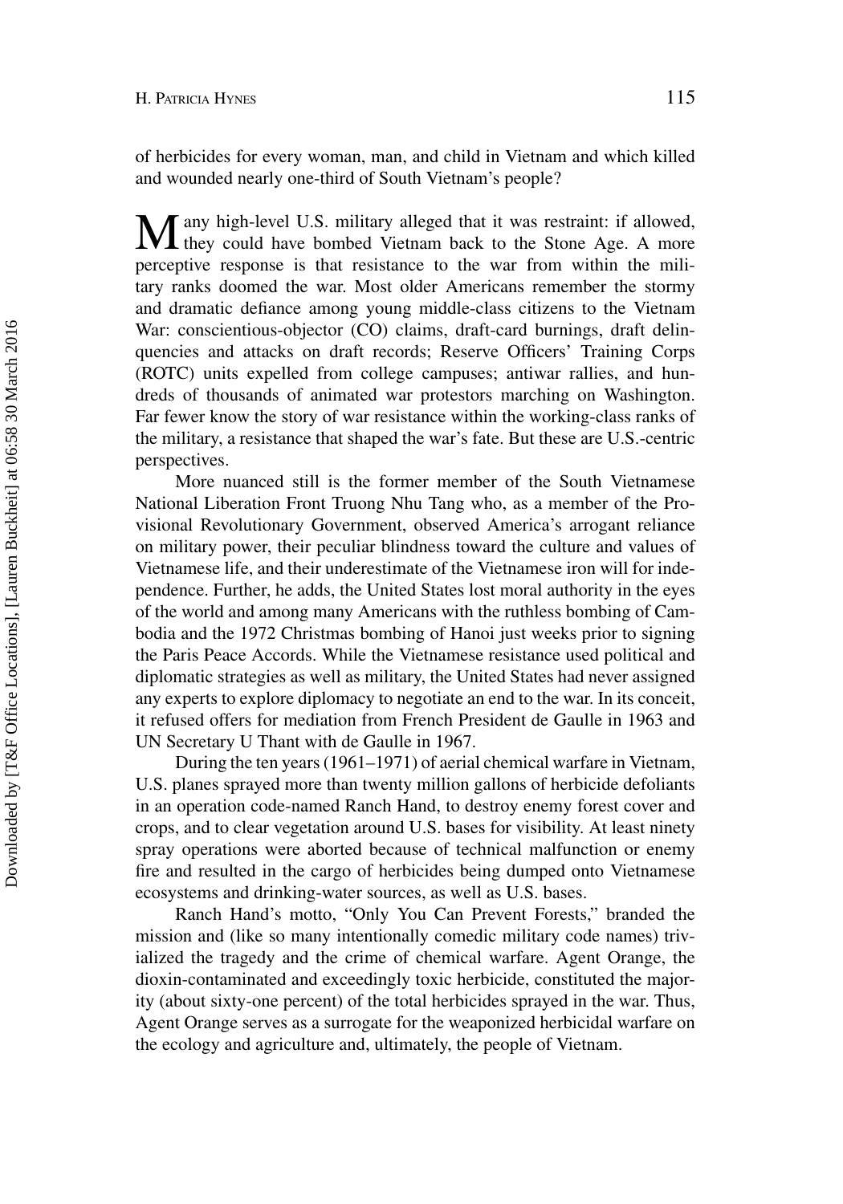of herbicides for every woman, man, and child in Vietnam and which killed and wounded nearly one-third of South Vietnam's people?

Many high-level U.S. military alleged that it was restraint: if allowed, they could have bombed Vietnam back to the Stone Age. A more perceptive response is that resistance to the war from within the military ranks doomed the war. Most older Americans remember the stormy and dramatic defiance among young middle-class citizens to the Vietnam War: conscientious-objector (CO) claims, draft-card burnings, draft delinquencies and attacks on draft records; Reserve Officers' Training Corps (ROTC) units expelled from college campuses; antiwar rallies, and hundreds of thousands of animated war protestors marching on Washington. Far fewer know the story of war resistance within the working-class ranks of the military, a resistance that shaped the war's fate. But these are U.S.-centric perspectives.

More nuanced still is the former member of the South Vietnamese National Liberation Front Truong Nhu Tang who, as a member of the Provisional Revolutionary Government, observed America's arrogant reliance on military power, their peculiar blindness toward the culture and values of Vietnamese life, and their underestimate of the Vietnamese iron will for independence. Further, he adds, the United States lost moral authority in the eyes of the world and among many Americans with the ruthless bombing of Cambodia and the 1972 Christmas bombing of Hanoi just weeks prior to signing the Paris Peace Accords. While the Vietnamese resistance used political and diplomatic strategies as well as military, the United States had never assigned any experts to explore diplomacy to negotiate an end to the war. In its conceit, it refused offers for mediation from French President de Gaulle in 1963 and UN Secretary U Thant with de Gaulle in 1967.

During the ten years (1961–1971) of aerial chemical warfare in Vietnam, U.S. planes sprayed more than twenty million gallons of herbicide defoliants in an operation code-named Ranch Hand, to destroy enemy forest cover and crops, and to clear vegetation around U.S. bases for visibility. At least ninety spray operations were aborted because of technical malfunction or enemy fire and resulted in the cargo of herbicides being dumped onto Vietnamese ecosystems and drinking-water sources, as well as U.S. bases.

Ranch Hand's motto, "Only You Can Prevent Forests," branded the mission and (like so many intentionally comedic military code names) trivialized the tragedy and the crime of chemical warfare. Agent Orange, the dioxin-contaminated and exceedingly toxic herbicide, constituted the majority (about sixty-one percent) of the total herbicides sprayed in the war. Thus, Agent Orange serves as a surrogate for the weaponized herbicidal warfare on the ecology and agriculture and, ultimately, the people of Vietnam.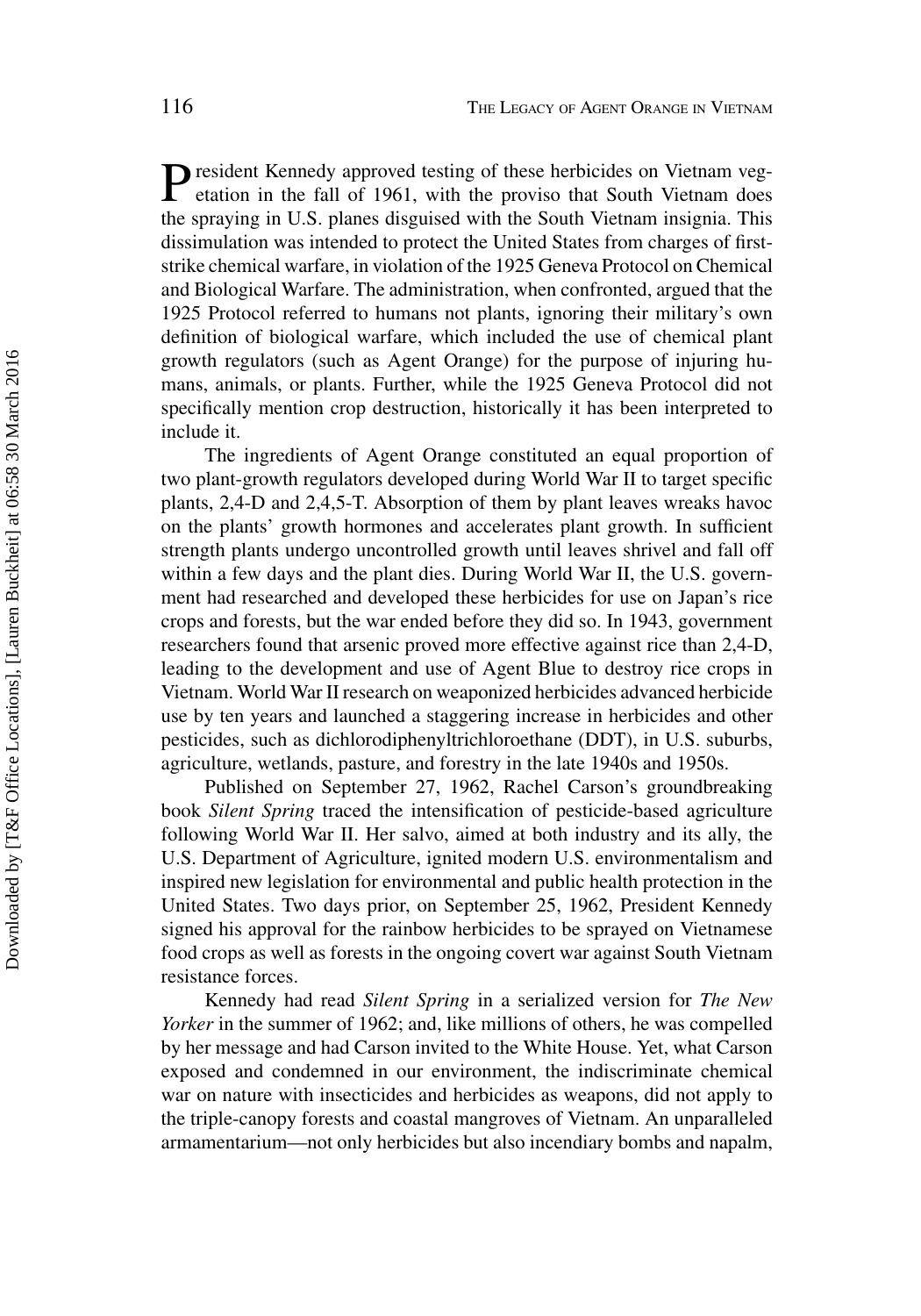President Kennedy approved testing of these herbicides on Vietnam vegetation in the fall of 1961, with the proviso that South Vietnam does the spraying in U.S. planes disguised with the South Vietnam insignia. This dissimulation was intended to protect the United States from charges of first-strike chemical warfare, in violation of the 1925 Geneva Protocol on Chemical and Biological Warfare. The administration, when confronted, argued that the 1925 Protocol referred to humans not plants, ignoring their military's own definition of biological warfare, which included the use of chemical plant growth regulators (such as Agent Orange) for the purpose of injuring humans, animals, or plants. Further, while the 1925 Geneva Protocol did not specifically mention crop destruction, historically it has been interpreted to include it.

The ingredients of Agent Orange constituted an equal proportion of two plant-growth regulators developed during World War II to target specific plants, 2,4-D and 2,4,5-T. Absorption of them by plant leaves wreaks havoc on the plants' growth hormones and accelerates plant growth. In sufficient strength plants undergo uncontrolled growth until leaves shrivel and fall off within a few days and the plant dies. During World War II, the U.S. government had researched and developed these herbicides for use on Japan's rice crops and forests, but the war ended before they did so. In 1943, government researchers found that arsenic proved more effective against rice than 2,4-D, leading to the development and use of Agent Blue to destroy rice crops in Vietnam. World War II research on weaponized herbicides advanced herbicide use by ten years and launched a staggering increase in herbicides and other pesticides, such as dichlorodiphenyltrichloroethane (DDT), in U.S. suburbs, agriculture, wetlands, pasture, and forestry in the late 1940s and 1950s.

Published on September 27, 1962, Rachel Carson's groundbreaking book *Silent Spring* traced the intensification of pesticide-based agriculture following World War II. Her salvo, aimed at both industry and its ally, the U.S. Department of Agriculture, ignited modern U.S. environmentalism and inspired new legislation for environmental and public health protection in the United States. Two days prior, on September 25, 1962, President Kennedy signed his approval for the rainbow herbicides to be sprayed on Vietnamese food crops as well as forests in the ongoing covert war against South Vietnam resistance forces.

Kennedy had read *Silent Spring* in a serialized version for *The New Yorker* in the summer of 1962; and, like millions of others, he was compelled by her message and had Carson invited to the White House. Yet, what Carson exposed and condemned in our environment, the indiscriminate chemical war on nature with insecticides and herbicides as weapons, did not apply to the triple-canopy forests and coastal mangroves of Vietnam. An unparalleled armamentarium—not only herbicides but also incendiary bombs and napalm,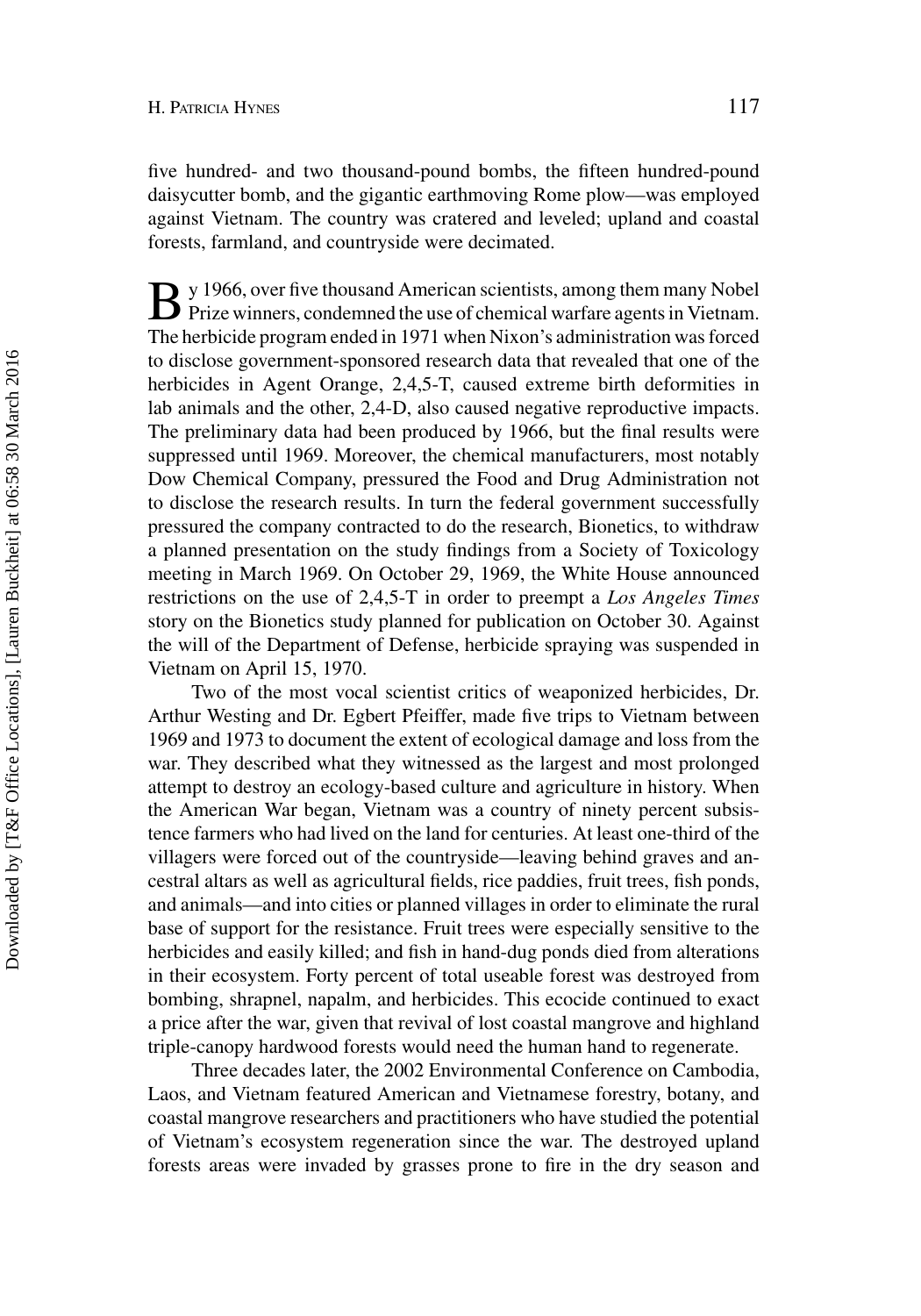five hundred- and two thousand-pound bombs, the fifteen hundred-pound daisycutter bomb, and the gigantic earthmoving Rome plow—was employed against Vietnam. The country was cratered and leveled; upland and coastal forests, farmland, and countryside were decimated.

By 1966, over five thousand American scientists, among them many Nobel Prize winners, condemned the use of chemical warfare agents in Vietnam. The herbicide program ended in 1971 when Nixon's administration was forced to disclose government-sponsored research data that revealed that one of the herbicides in Agent Orange, 2,4,5-T, caused extreme birth deformities in lab animals and the other, 2,4-D, also caused negative reproductive impacts. The preliminary data had been produced by 1966, but the final results were suppressed until 1969. Moreover, the chemical manufacturers, most notably Dow Chemical Company, pressured the Food and Drug Administration not to disclose the research results. In turn the federal government successfully pressured the company contracted to do the research, Bionetics, to withdraw a planned presentation on the study findings from a Society of Toxicology meeting in March 1969. On October 29, 1969, the White House announced restrictions on the use of 2,4,5-T in order to preempt a *Los Angeles Times* story on the Bionetics study planned for publication on October 30. Against the will of the Department of Defense, herbicide spraying was suspended in Vietnam on April 15, 1970.

Two of the most vocal scientist critics of weaponized herbicides, Dr. Arthur Westing and Dr. Egbert Pfeiffer, made five trips to Vietnam between 1969 and 1973 to document the extent of ecological damage and loss from the war. They described what they witnessed as the largest and most prolonged attempt to destroy an ecology-based culture and agriculture in history. When the American War began, Vietnam was a country of ninety percent subsistence farmers who had lived on the land for centuries. At least one-third of the villagers were forced out of the countryside—leaving behind graves and ancestral altars as well as agricultural fields, rice paddies, fruit trees, fish ponds, and animals—and into cities or planned villages in order to eliminate the rural base of support for the resistance. Fruit trees were especially sensitive to the herbicides and easily killed; and fish in hand-dug ponds died from alterations in their ecosystem. Forty percent of total useable forest was destroyed from bombing, shrapnel, napalm, and herbicides. This ecocide continued to exact a price after the war, given that revival of lost coastal mangrove and highland triple-canopy hardwood forests would need the human hand to regenerate.

Three decades later, the 2002 Environmental Conference on Cambodia, Laos, and Vietnam featured American and Vietnamese forestry, botany, and coastal mangrove researchers and practitioners who have studied the potential of Vietnam's ecosystem regeneration since the war. The destroyed upland forests areas were invaded by grasses prone to fire in the dry season and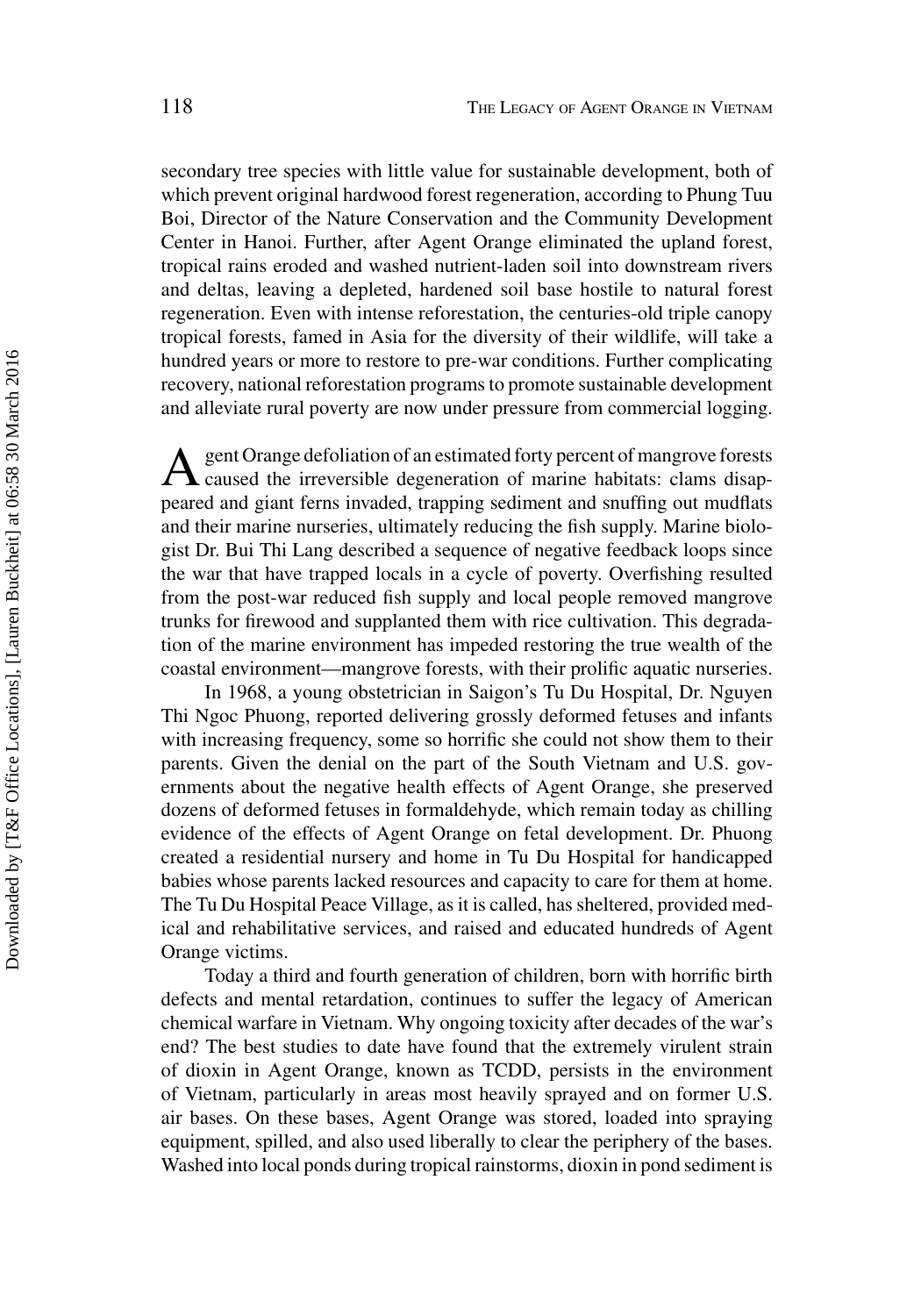secondary tree species with little value for sustainable development, both of which prevent original hardwood forest regeneration, according to Phung Tuu Boi, Director of the Nature Conservation and the Community Development Center in Hanoi. Further, after Agent Orange eliminated the upland forest, tropical rains eroded and washed nutrient-laden soil into downstream rivers and deltas, leaving a depleted, hardened soil base hostile to natural forest regeneration. Even with intense reforestation, the centuries-old triple canopy tropical forests, famed in Asia for the diversity of their wildlife, will take a hundred years or more to restore to pre-war conditions. Further complicating recovery, national reforestation programs to promote sustainable development and alleviate rural poverty are now under pressure from commercial logging.

Agent Orange defoliation of an estimated forty percent of mangrove forests caused the irreversible degeneration of marine habitats: clams disappeared and giant ferns invaded, trapping sediment and snuffing out mudflats and their marine nurseries, ultimately reducing the fish supply. Marine biologist Dr. Bui Thi Lang described a sequence of negative feedback loops since the war that have trapped locals in a cycle of poverty. Overfishing resulted from the post-war reduced fish supply and local people removed mangrove trunks for firewood and supplanted them with rice cultivation. This degradation of the marine environment has impeded restoring the true wealth of the coastal environment—mangrove forests, with their prolific aquatic nurseries.

In 1968, a young obstetrician in Saigon's Tu Du Hospital, Dr. Nguyen Thi Ngoc Phuong, reported delivering grossly deformed fetuses and infants with increasing frequency, some so horrific she could not show them to their parents. Given the denial on the part of the South Vietnam and U.S. governments about the negative health effects of Agent Orange, she preserved dozens of deformed fetuses in formaldehyde, which remain today as chilling evidence of the effects of Agent Orange on fetal development. Dr. Phuong created a residential nursery and home in Tu Du Hospital for handicapped babies whose parents lacked resources and capacity to care for them at home. The Tu Du Hospital Peace Village, as it is called, has sheltered, provided medical and rehabilitative services, and raised and educated hundreds of Agent Orange victims.

Today a third and fourth generation of children, born with horrific birth defects and mental retardation, continues to suffer the legacy of American chemical warfare in Vietnam. Why ongoing toxicity after decades of the war's end? The best studies to date have found that the extremely virulent strain of dioxin in Agent Orange, known as TCDD, persists in the environment of Vietnam, particularly in areas most heavily sprayed and on former U.S. air bases. On these bases, Agent Orange was stored, loaded into spraying equipment, spilled, and also used liberally to clear the periphery of the bases. Washed into local ponds during tropical rainstorms, dioxin in pond sediment is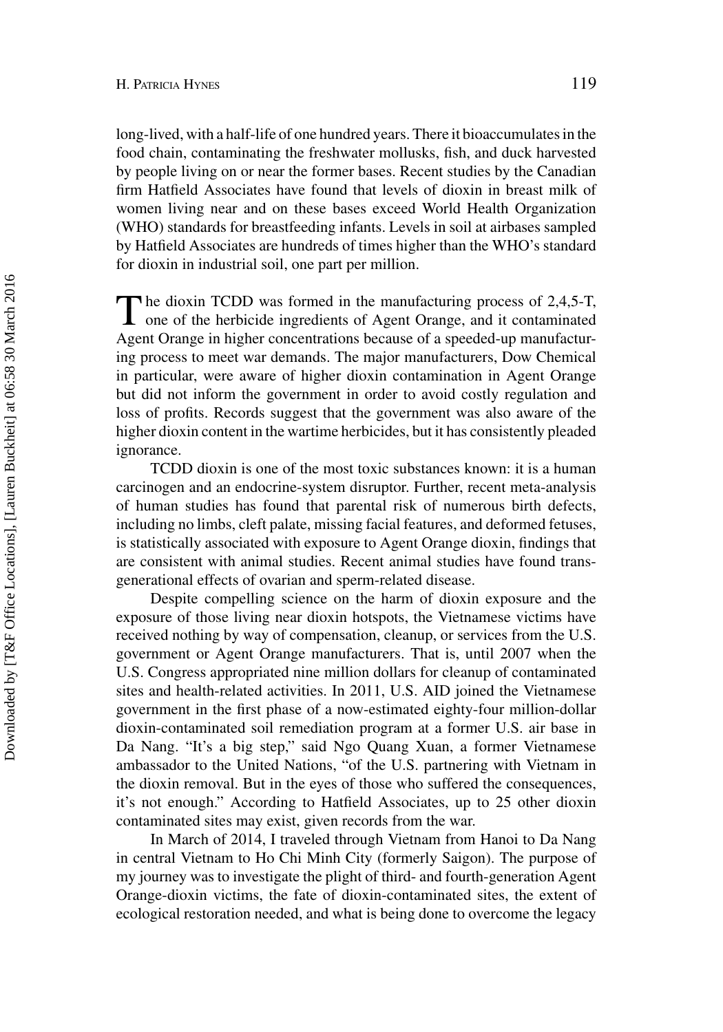long-lived, with a half-life of one hundred years. There it bioaccumulates in the food chain, contaminating the freshwater mollusks, fish, and duck harvested by people living on or near the former bases. Recent studies by the Canadian firm Hatfield Associates have found that levels of dioxin in breast milk of women living near and on these bases exceed World Health Organization (WHO) standards for breastfeeding infants. Levels in soil at airbases sampled by Hatfield Associates are hundreds of times higher than the WHO's standard for dioxin in industrial soil, one part per million.

The dioxin TCDD was formed in the manufacturing process of 2,4,5-T, one of the herbicide ingredients of Agent Orange, and it contaminated Agent Orange in higher concentrations because of a speeded-up manufacturing process to meet war demands. The major manufacturers, Dow Chemical in particular, were aware of higher dioxin contamination in Agent Orange but did not inform the government in order to avoid costly regulation and loss of profits. Records suggest that the government was also aware of the higher dioxin content in the wartime herbicides, but it has consistently pleaded ignorance.

TCDD dioxin is one of the most toxic substances known: it is a human carcinogen and an endocrine-system disruptor. Further, recent meta-analysis of human studies has found that parental risk of numerous birth defects, including no limbs, cleft palate, missing facial features, and deformed fetuses, is statistically associated with exposure to Agent Orange dioxin, findings that are consistent with animal studies. Recent animal studies have found transgenerational effects of ovarian and sperm-related disease.

Despite compelling science on the harm of dioxin exposure and the exposure of those living near dioxin hotspots, the Vietnamese victims have received nothing by way of compensation, cleanup, or services from the U.S. government or Agent Orange manufacturers. That is, until 2007 when the U.S. Congress appropriated nine million dollars for cleanup of contaminated sites and health-related activities. In 2011, U.S. AID joined the Vietnamese government in the first phase of a now-estimated eighty-four million-dollar dioxin-contaminated soil remediation program at a former U.S. air base in Da Nang. "It's a big step," said Ngo Quang Xuan, a former Vietnamese ambassador to the United Nations, "of the U.S. partnering with Vietnam in the dioxin removal. But in the eyes of those who suffered the consequences, it's not enough." According to Hatfield Associates, up to 25 other dioxin contaminated sites may exist, given records from the war.

In March of 2014, I traveled through Vietnam from Hanoi to Da Nang in central Vietnam to Ho Chi Minh City (formerly Saigon). The purpose of my journey was to investigate the plight of third- and fourth-generation Agent Orange-dioxin victims, the fate of dioxin-contaminated sites, the extent of ecological restoration needed, and what is being done to overcome the legacy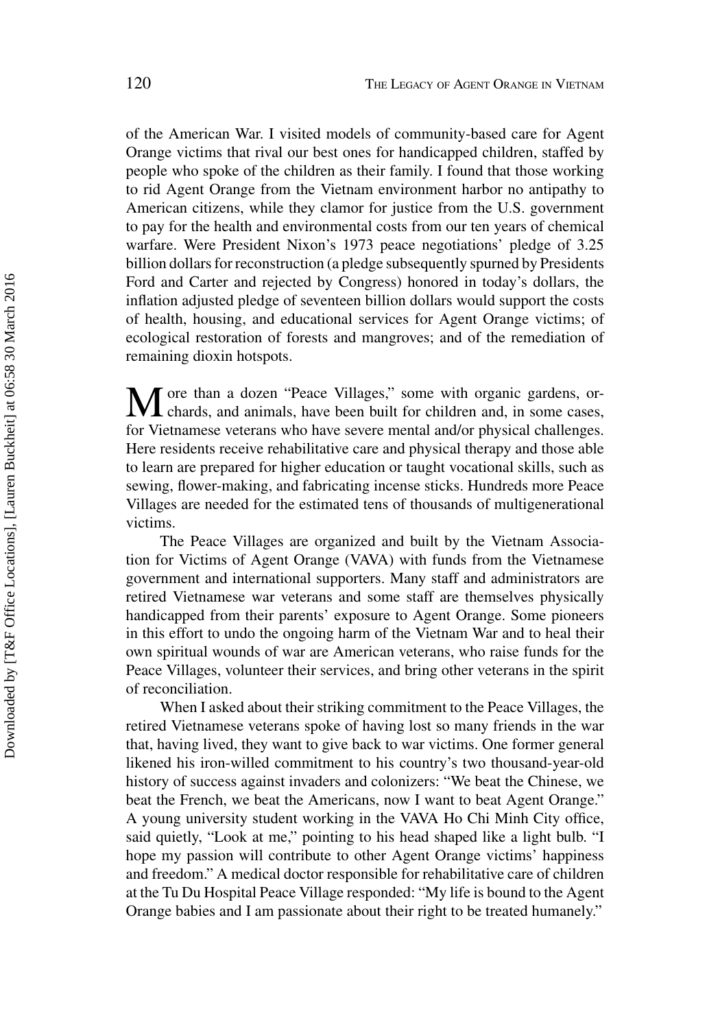of the American War. I visited models of community-based care for Agent Orange victims that rival our best ones for handicapped children, staffed by people who spoke of the children as their family. I found that those working to rid Agent Orange from the Vietnam environment harbor no antipathy to American citizens, while they clamor for justice from the U.S. government to pay for the health and environmental costs from our ten years of chemical warfare. Were President Nixon's 1973 peace negotiations' pledge of 3.25 billion dollars for reconstruction (a pledge subsequently spurned by Presidents Ford and Carter and rejected by Congress) honored in today's dollars, the inflation adjusted pledge of seventeen billion dollars would support the costs of health, housing, and educational services for Agent Orange victims; of ecological restoration of forests and mangroves; and of the remediation of remaining dioxin hotspots.

More than a dozen "Peace Villages," some with organic gardens, orchards, and animals, have been built for children and, in some cases, for Vietnamese veterans who have severe mental and/or physical challenges. Here residents receive rehabilitative care and physical therapy and those able to learn are prepared for higher education or taught vocational skills, such as sewing, flower-making, and fabricating incense sticks. Hundreds more Peace Villages are needed for the estimated tens of thousands of multigenerational victims.

The Peace Villages are organized and built by the Vietnam Association for Victims of Agent Orange (VAVA) with funds from the Vietnamese government and international supporters. Many staff and administrators are retired Vietnamese war veterans and some staff are themselves physically handicapped from their parents' exposure to Agent Orange. Some pioneers in this effort to undo the ongoing harm of the Vietnam War and to heal their own spiritual wounds of war are American veterans, who raise funds for the Peace Villages, volunteer their services, and bring other veterans in the spirit of reconciliation.

When I asked about their striking commitment to the Peace Villages, the retired Vietnamese veterans spoke of having lost so many friends in the war that, having lived, they want to give back to war victims. One former general likened his iron-willed commitment to his country's two thousand-year-old history of success against invaders and colonizers: "We beat the Chinese, we beat the French, we beat the Americans, now I want to beat Agent Orange." A young university student working in the VAVA Ho Chi Minh City office, said quietly, "Look at me," pointing to his head shaped like a light bulb. "I hope my passion will contribute to other Agent Orange victims' happiness and freedom." A medical doctor responsible for rehabilitative care of children at the Tu Du Hospital Peace Village responded: "My life is bound to the Agent Orange babies and I am passionate about their right to be treated humanely."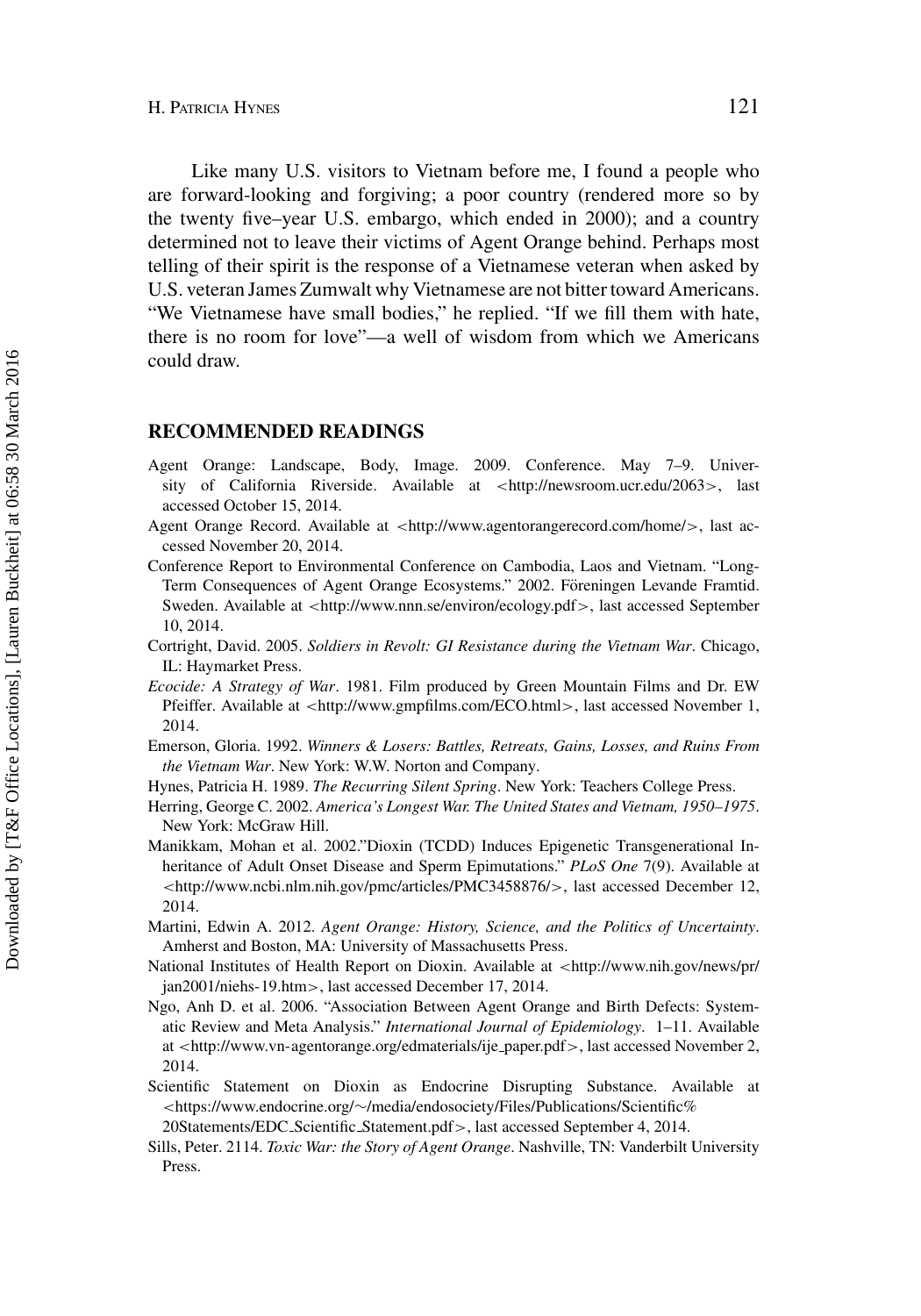Like many U.S. visitors to Vietnam before me, I found a people who are forward-looking and forgiving; a poor country (rendered more so by the twenty five–year U.S. embargo, which ended in 2000); and a country determined not to leave their victims of Agent Orange behind. Perhaps most telling of their spirit is the response of a Vietnamese veteran when asked by U.S. veteran James Zumwalt why Vietnamese are not bitter toward Americans. "We Vietnamese have small bodies," he replied. "If we fill them with hate, there is no room for love"—a well of wisdom from which we Americans could draw.

## RECOMMENDED READINGS

Agent Orange: Landscape, Body, Image. 2009. Conference. May 7–9. University of California Riverside. Available at <http://newsroom.ucr.edu/2063>, last accessed October 15, 2014.

Agent Orange Record. Available at <http://www.agentorangerecord.com/home/>, last accessed November 20, 2014.

Conference Report to Environmental Conference on Cambodia, Laos and Vietnam. "Long-Term Consequences of Agent Orange Ecosystems." 2002. Föreningen Levande Framtid. Sweden. Available at <http://www.nnn.se/environ/ecology.pdf>, last accessed September 10, 2014.

Cortright, David. 2005. *Soldiers in Revolt: GI Resistance during the Vietnam War*. Chicago, IL: Haymarket Press.

*Ecocide: A Strategy of War*. 1981. Film produced by Green Mountain Films and Dr. EW Pfeiffer. Available at <http://www.gmpfilms.com/ECO.html>, last accessed November 1, 2014.

Emerson, Gloria. 1992. *Winners & Losers: Battles, Retreats, Gains, Losses, and Ruins From the Vietnam War*. New York: W.W. Norton and Company.

Hynes, Patricia H. 1989. *The Recurring Silent Spring*. New York: Teachers College Press.

Herring, George C. 2002. *America's Longest War. The United States and Vietnam, 1950–1975*. New York: McGraw Hill.

Manikkam, Mohan et al. 2002."Dioxin (TCDD) Induces Epigenetic Transgenerational Inheritance of Adult Onset Disease and Sperm Epimutations." *PLoS One* 7(9). Available at <http://www.ncbi.nlm.nih.gov/pmc/articles/PMC3458876/>, last accessed December 12, 2014.

Martini, Edwin A. 2012. *Agent Orange: History, Science, and the Politics of Uncertainty*. Amherst and Boston, MA: University of Massachusetts Press.

National Institutes of Health Report on Dioxin. Available at <http://www.nih.gov/news/pr/jan2001/niehs-19.htm>, last accessed December 17, 2014.

Ngo, Anh D. et al. 2006. "Association Between Agent Orange and Birth Defects: Systematic Review and Meta Analysis." *International Journal of Epidemiology*. 1–11. Available at <http://www.vn-agentorange.org/edmaterials/ije_paper.pdf>, last accessed November 2, 2014.

Scientific Statement on Dioxin as Endocrine Disrupting Substance. Available at <https://www.endocrine.org/~/media/endosociety/Files/Publications/Scientific%20Statements/EDC_Scientific_Statement.pdf>, last accessed September 4, 2014.

Sills, Peter. 2114. *Toxic War: the Story of Agent Orange*. Nashville, TN: Vanderbilt University Press.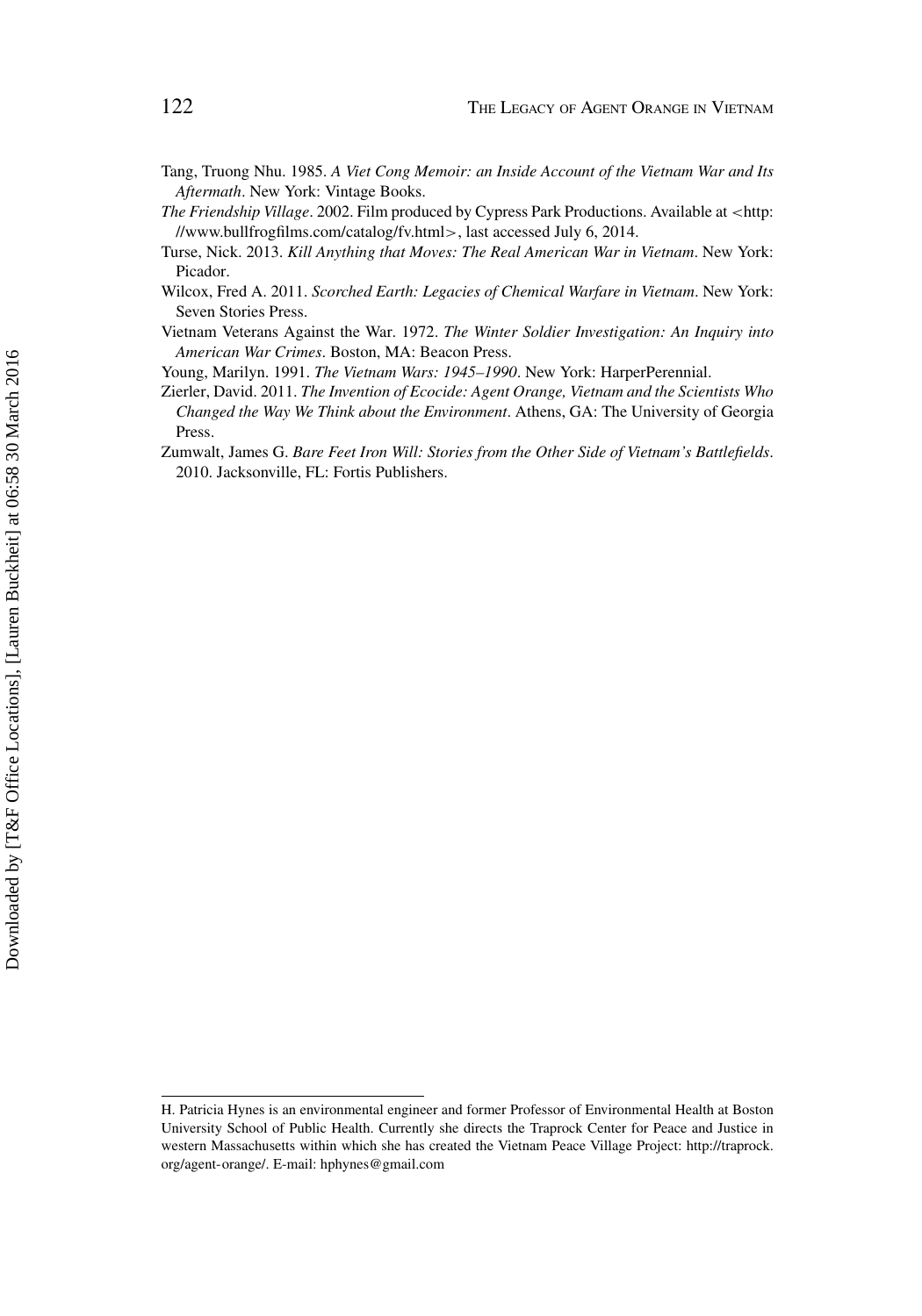Tang, Truong Nhu. 1985. *A Viet Cong Memoir: an Inside Account of the Vietnam War and Its Aftermath*. New York: Vintage Books.

*The Friendship Village*. 2002. Film produced by Cypress Park Productions. Available at <http://www.bullfrogfilms.com/catalog/fv.html>, last accessed July 6, 2014.

Turse, Nick. 2013. *Kill Anything that Moves: The Real American War in Vietnam*. New York: Picador.

Wilcox, Fred A. 2011. *Scorched Earth: Legacies of Chemical Warfare in Vietnam*. New York: Seven Stories Press.

Vietnam Veterans Against the War. 1972. *The Winter Soldier Investigation: An Inquiry into American War Crimes*. Boston, MA: Beacon Press.

Young, Marilyn. 1991. *The Vietnam Wars: 1945–1990*. New York: HarperPerennial.

Zierler, David. 2011. *The Invention of Ecocide: Agent Orange, Vietnam and the Scientists Who Changed the Way We Think about the Environment*. Athens, GA: The University of Georgia Press.

Zumwalt, James G. *Bare Feet Iron Will: Stories from the Other Side of Vietnam's Battlefields*. 2010. Jacksonville, FL: Fortis Publishers.

---

H. Patricia Hynes is an environmental engineer and former Professor of Environmental Health at Boston University School of Public Health. Currently she directs the Traprock Center for Peace and Justice in western Massachusetts within which she has created the Vietnam Peace Village Project: http://traprock.org/agent-orange/. E-mail: hphynes@gmail.com